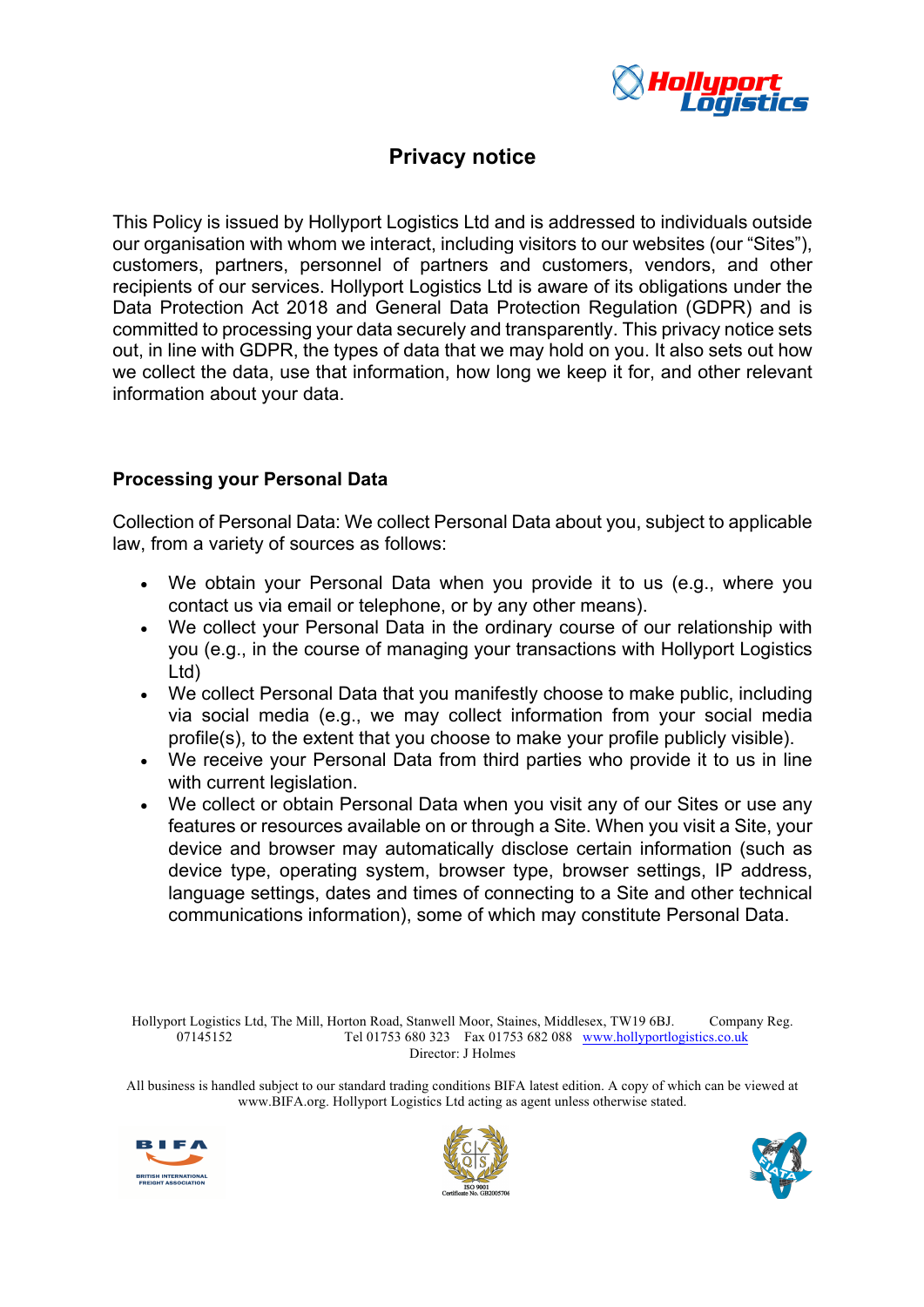# Privacy notice

This Policy is issued by Hollyport Logistics Ltd and is addressed to individuals outside our organisation with whom we interact, including visitors to our websites (our "Sites"), customers, partners, personnel of partners and customers, vendors, and other recipients of our services. Hollyport Logistics Ltd is aware of its obligations under the Data Protection Act 2018 and General Data Protection Regulation (GDPR) and is committed to processing your data securely and transparently. This privacy notice sets out, in line with GDPR, the types of data that we may hold on you. It also sets out how we collect the data, use that information, how long we keep it for, and other relevant information about your data.

## Processing your Personal Data

Collection of Personal Data: We collect Personal Data about you, subject to applicable law, from a variety of sources as follows:

- We obtain your Personal Data when you provide it to us (e.g., where you contact us via email or telephone, or by any other means).
- We collect your Personal Data in the ordinary course of our relationship with you (e.g., in the course of managing your transactions with Hollyport Logistics Ltd)
- We collect Personal Data that you manifestly choose to make public, including via social media (e.g., we may collect information from your social media profile(s), to the extent that you choose to make your profile publicly visible).
- We receive your Personal Data from third parties who provide it to us in line with current legislation.
- We collect or obtain Personal Data when you visit any of our Sites or use any features or resources available on or through a Site. When you visit a Site, your device and browser may automatically disclose certain information (such as device type, operating system, browser type, browser settings, IP address, language settings, dates and times of connecting to a Site and other technical communications information), some of which may constitute Personal Data.

Hollyport Logistics Ltd, The Mill, Horton Road, Stanwell Moor, Staines, Middlesex, TW19 6BJ. Company Reg. 07145152 Tel 01753 680 323 Fax 01753 682 088 www.hollyportlogistics.co.uk
Director: J Holmes

All business is handled subject to our standard trading conditions BIFA latest edition. A copy of which can be viewed at www.BIFA.org. Hollyport Logistics Ltd acting as agent unless otherwise stated.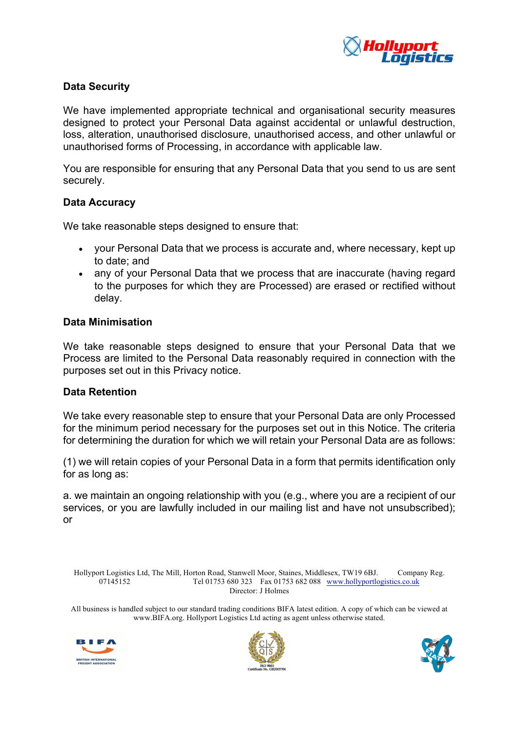## Data Security

We have implemented appropriate technical and organisational security measures designed to protect your Personal Data against accidental or unlawful destruction, loss, alteration, unauthorised disclosure, unauthorised access, and other unlawful or unauthorised forms of Processing, in accordance with applicable law.

You are responsible for ensuring that any Personal Data that you send to us are sent securely.

## Data Accuracy

We take reasonable steps designed to ensure that:

- your Personal Data that we process is accurate and, where necessary, kept up to date; and
- any of your Personal Data that we process that are inaccurate (having regard to the purposes for which they are Processed) are erased or rectified without delay.

## Data Minimisation

We take reasonable steps designed to ensure that your Personal Data that we Process are limited to the Personal Data reasonably required in connection with the purposes set out in this Privacy notice.

## Data Retention

We take every reasonable step to ensure that your Personal Data are only Processed for the minimum period necessary for the purposes set out in this Notice. The criteria for determining the duration for which we will retain your Personal Data are as follows:

(1) we will retain copies of your Personal Data in a form that permits identification only for as long as:

a. we maintain an ongoing relationship with you (e.g., where you are a recipient of our services, or you are lawfully included in our mailing list and have not unsubscribed); or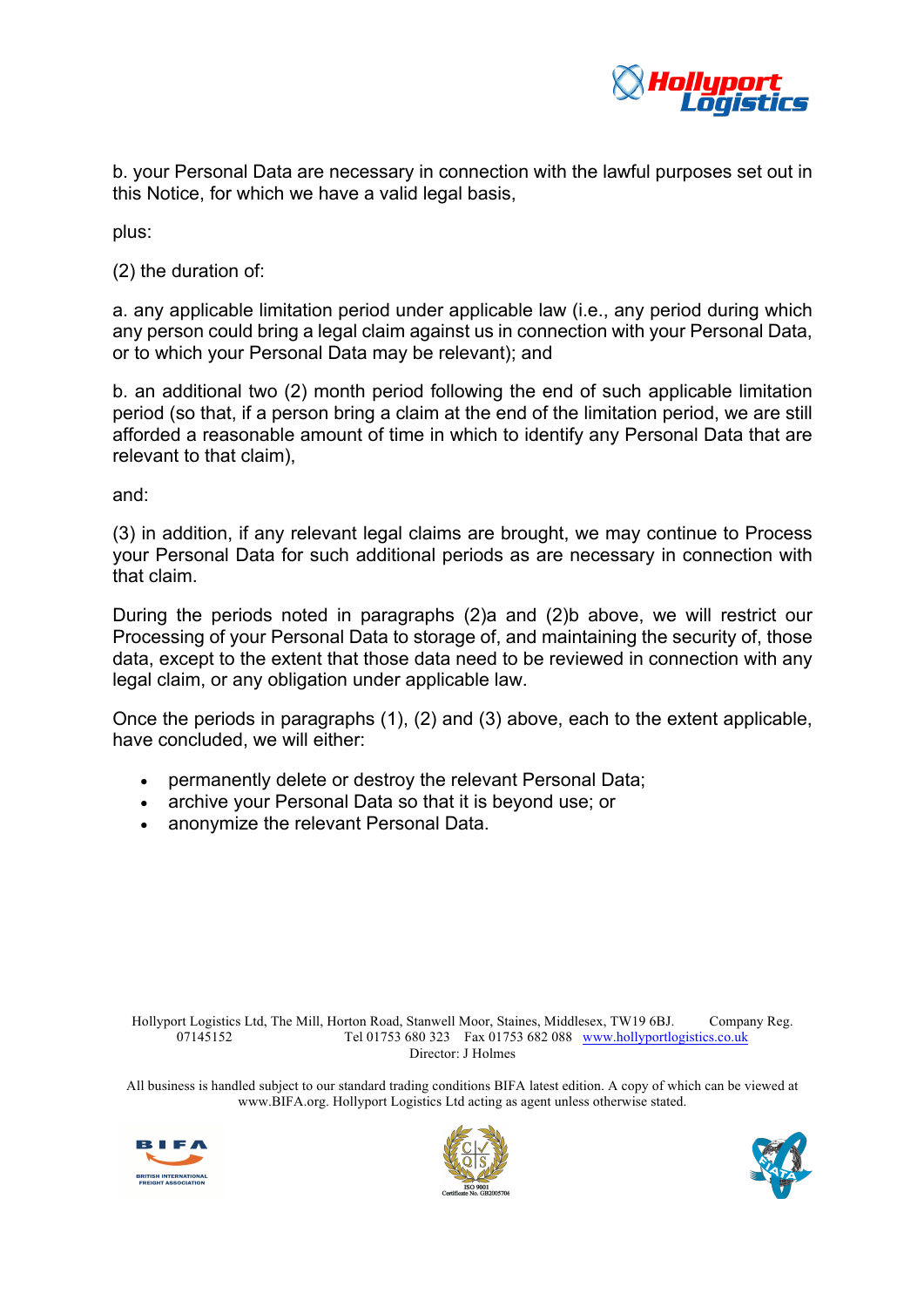b. your Personal Data are necessary in connection with the lawful purposes set out in this Notice, for which we have a valid legal basis,

plus:

(2) the duration of:

a. any applicable limitation period under applicable law (i.e., any period during which any person could bring a legal claim against us in connection with your Personal Data, or to which your Personal Data may be relevant); and

b. an additional two (2) month period following the end of such applicable limitation period (so that, if a person bring a claim at the end of the limitation period, we are still afforded a reasonable amount of time in which to identify any Personal Data that are relevant to that claim),

and:

(3) in addition, if any relevant legal claims are brought, we may continue to Process your Personal Data for such additional periods as are necessary in connection with that claim.

During the periods noted in paragraphs (2)a and (2)b above, we will restrict our Processing of your Personal Data to storage of, and maintaining the security of, those data, except to the extent that those data need to be reviewed in connection with any legal claim, or any obligation under applicable law.

Once the periods in paragraphs (1), (2) and (3) above, each to the extent applicable, have concluded, we will either:

- permanently delete or destroy the relevant Personal Data;
- archive your Personal Data so that it is beyond use; or
- anonymize the relevant Personal Data.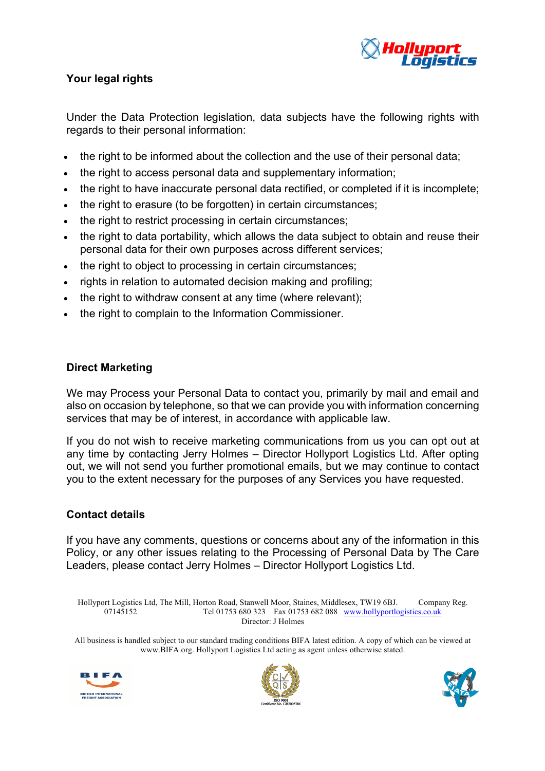## Your legal rights

Under the Data Protection legislation, data subjects have the following rights with regards to their personal information:

- the right to be informed about the collection and the use of their personal data;
- the right to access personal data and supplementary information;
- the right to have inaccurate personal data rectified, or completed if it is incomplete;
- the right to erasure (to be forgotten) in certain circumstances;
- the right to restrict processing in certain circumstances;
- the right to data portability, which allows the data subject to obtain and reuse their personal data for their own purposes across different services;
- the right to object to processing in certain circumstances;
- rights in relation to automated decision making and profiling;
- the right to withdraw consent at any time (where relevant);
- the right to complain to the Information Commissioner.

## Direct Marketing

We may Process your Personal Data to contact you, primarily by mail and email and also on occasion by telephone, so that we can provide you with information concerning services that may be of interest, in accordance with applicable law.

If you do not wish to receive marketing communications from us you can opt out at any time by contacting Jerry Holmes – Director Hollyport Logistics Ltd. After opting out, we will not send you further promotional emails, but we may continue to contact you to the extent necessary for the purposes of any Services you have requested.

## Contact details

If you have any comments, questions or concerns about any of the information in this Policy, or any other issues relating to the Processing of Personal Data by The Care Leaders, please contact Jerry Holmes – Director Hollyport Logistics Ltd.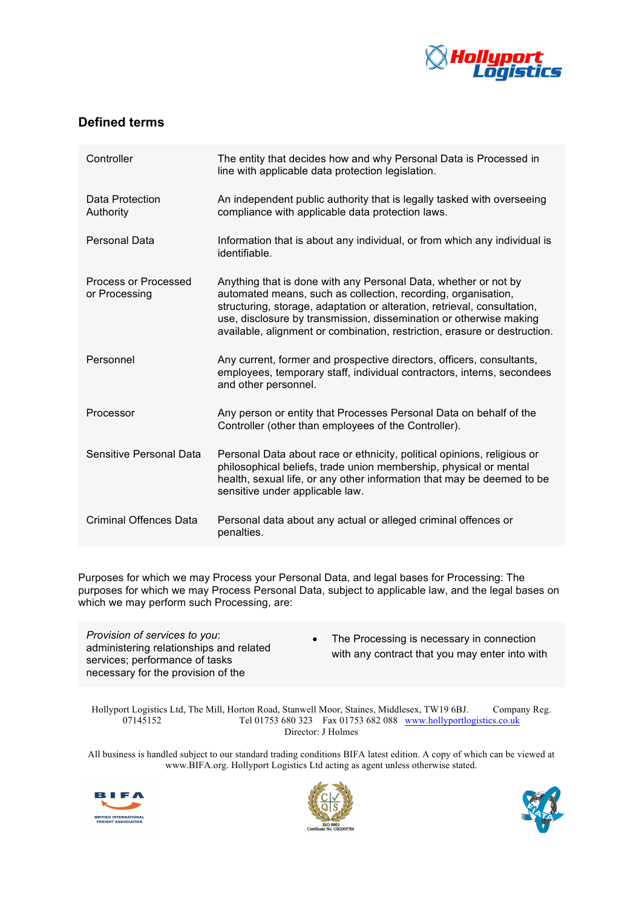## Defined terms

| | |
|---|---|
| Controller | The entity that decides how and why Personal Data is Processed in line with applicable data protection legislation. |
| Data Protection Authority | An independent public authority that is legally tasked with overseeing compliance with applicable data protection laws. |
| Personal Data | Information that is about any individual, or from which any individual is identifiable. |
| Process or Processed or Processing | Anything that is done with any Personal Data, whether or not by automated means, such as collection, recording, organisation, structuring, storage, adaptation or alteration, retrieval, consultation, use, disclosure by transmission, dissemination or otherwise making available, alignment or combination, restriction, erasure or destruction. |
| Personnel | Any current, former and prospective directors, officers, consultants, employees, temporary staff, individual contractors, interns, secondees and other personnel. |
| Processor | Any person or entity that Processes Personal Data on behalf of the Controller (other than employees of the Controller). |
| Sensitive Personal Data | Personal Data about race or ethnicity, political opinions, religious or philosophical beliefs, trade union membership, physical or mental health, sexual life, or any other information that may be deemed to be sensitive under applicable law. |
| Criminal Offences Data | Personal data about any actual or alleged criminal offences or penalties. |

Purposes for which we may Process your Personal Data, and legal bases for Processing: The purposes for which we may Process Personal Data, subject to applicable law, and the legal bases on which we may perform such Processing, are:

| | |
|---|---|
| *Provision of services to you*: administering relationships and related services; performance of tasks necessary for the provision of the | • The Processing is necessary in connection with any contract that you may enter into with |

Hollyport Logistics Ltd, The Mill, Horton Road, Stanwell Moor, Staines, Middlesex, TW19 6BJ. Company Reg. 07145152 Tel 01753 680 323 Fax 01753 682 088 www.hollyportlogistics.co.uk
Director: J Holmes

All business is handled subject to our standard trading conditions BIFA latest edition. A copy of which can be viewed at www.BIFA.org. Hollyport Logistics Ltd acting as agent unless otherwise stated.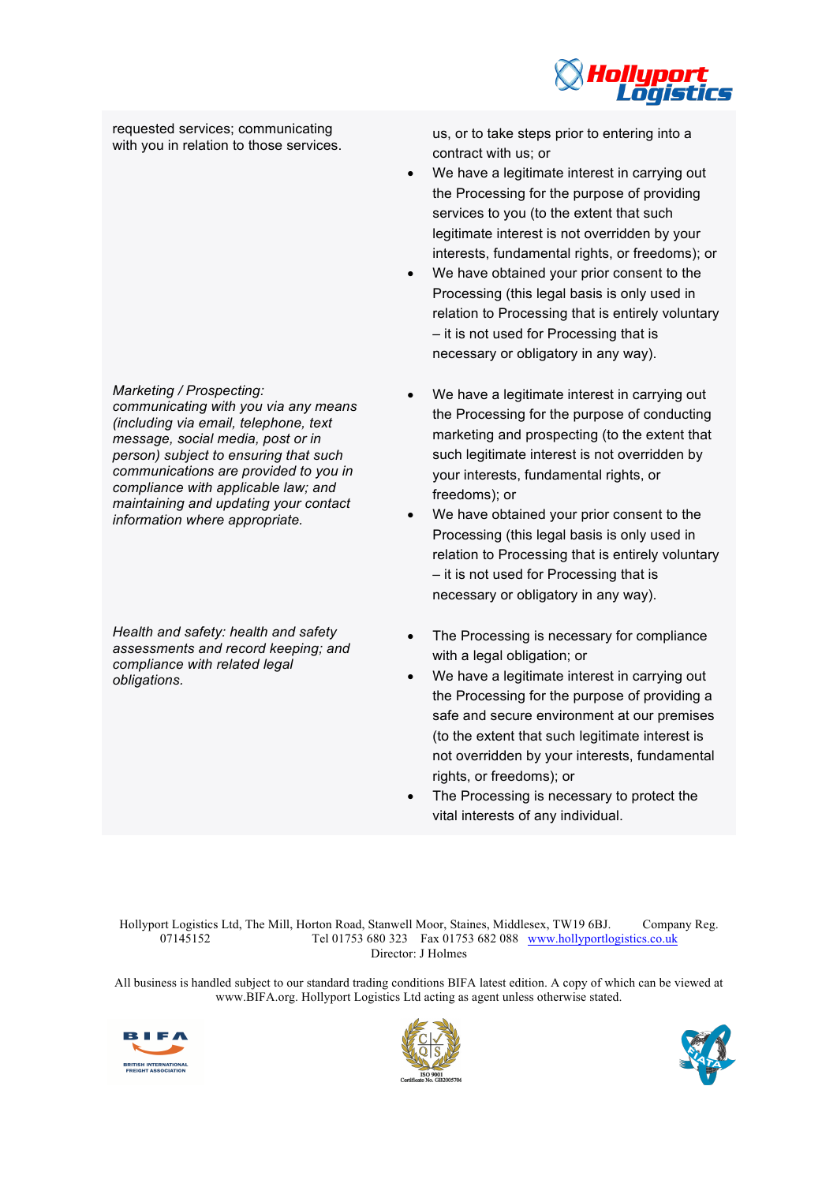| | |
|---|---|
| requested services; communicating with you in relation to those services. | us, or to take steps prior to entering into a contract with us; or<br>• We have a legitimate interest in carrying out the Processing for the purpose of providing services to you (to the extent that such legitimate interest is not overridden by your interests, fundamental rights, or freedoms); or<br>• We have obtained your prior consent to the Processing (this legal basis is only used in relation to Processing that is entirely voluntary – it is not used for Processing that is necessary or obligatory in any way). |
| *Marketing / Prospecting: communicating with you via any means (including via email, telephone, text message, social media, post or in person) subject to ensuring that such communications are provided to you in compliance with applicable law; and maintaining and updating your contact information where appropriate.* | • We have a legitimate interest in carrying out the Processing for the purpose of conducting marketing and prospecting (to the extent that such legitimate interest is not overridden by your interests, fundamental rights, or freedoms); or<br>• We have obtained your prior consent to the Processing (this legal basis is only used in relation to Processing that is entirely voluntary – it is not used for Processing that is necessary or obligatory in any way). |
| *Health and safety: health and safety assessments and record keeping; and compliance with related legal obligations.* | • The Processing is necessary for compliance with a legal obligation; or<br>• We have a legitimate interest in carrying out the Processing for the purpose of providing a safe and secure environment at our premises (to the extent that such legitimate interest is not overridden by your interests, fundamental rights, or freedoms); or<br>• The Processing is necessary to protect the vital interests of any individual. |

Hollyport Logistics Ltd, The Mill, Horton Road, Stanwell Moor, Staines, Middlesex, TW19 6BJ. Company Reg. 07145152 Tel 01753 680 323 Fax 01753 682 088 www.hollyportlogistics.co.uk
Director: J Holmes

All business is handled subject to our standard trading conditions BIFA latest edition. A copy of which can be viewed at www.BIFA.org. Hollyport Logistics Ltd acting as agent unless otherwise stated.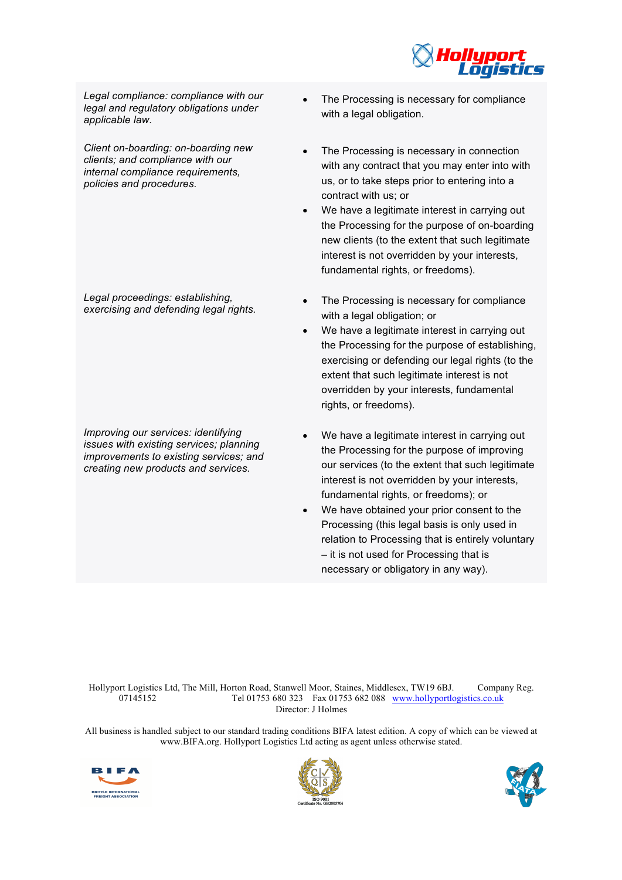| | |
|---|---|
| *Legal compliance: compliance with our legal and regulatory obligations under applicable law.* | • The Processing is necessary for compliance with a legal obligation. |
| *Client on-boarding: on-boarding new clients; and compliance with our internal compliance requirements, policies and procedures.* | • The Processing is necessary in connection with any contract that you may enter into with us, or to take steps prior to entering into a contract with us; or<br>• We have a legitimate interest in carrying out the Processing for the purpose of on-boarding new clients (to the extent that such legitimate interest is not overridden by your interests, fundamental rights, or freedoms). |
| *Legal proceedings: establishing, exercising and defending legal rights.* | • The Processing is necessary for compliance with a legal obligation; or<br>• We have a legitimate interest in carrying out the Processing for the purpose of establishing, exercising or defending our legal rights (to the extent that such legitimate interest is not overridden by your interests, fundamental rights, or freedoms). |
| *Improving our services: identifying issues with existing services; planning improvements to existing services; and creating new products and services.* | • We have a legitimate interest in carrying out the Processing for the purpose of improving our services (to the extent that such legitimate interest is not overridden by your interests, fundamental rights, or freedoms); or<br>• We have obtained your prior consent to the Processing (this legal basis is only used in relation to Processing that is entirely voluntary – it is not used for Processing that is necessary or obligatory in any way). |

Hollyport Logistics Ltd, The Mill, Horton Road, Stanwell Moor, Staines, Middlesex, TW19 6BJ. Company Reg. 07145152 Tel 01753 680 323 Fax 01753 682 088 www.hollyportlogistics.co.uk
Director: J Holmes

All business is handled subject to our standard trading conditions BIFA latest edition. A copy of which can be viewed at www.BIFA.org. Hollyport Logistics Ltd acting as agent unless otherwise stated.